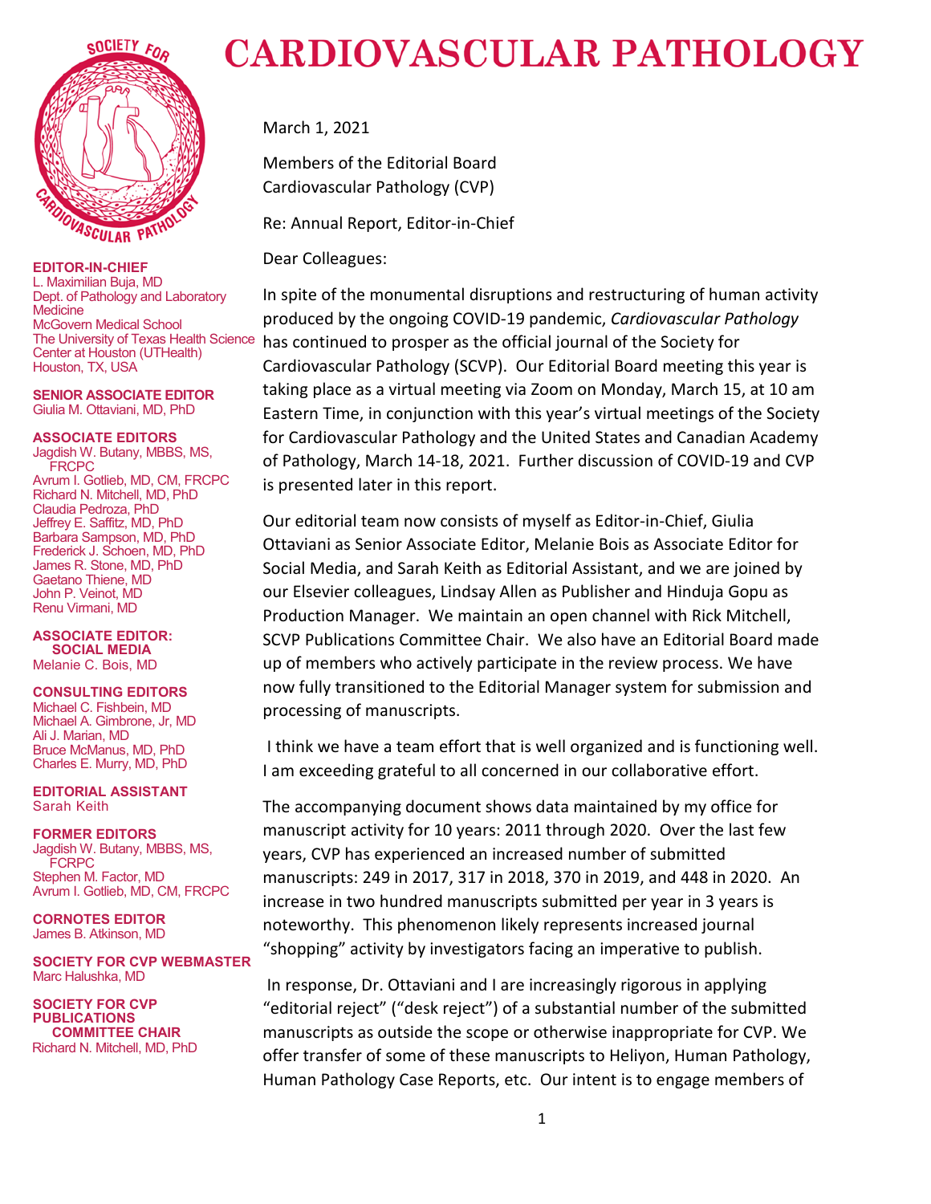# CARDIOVASCULAR PATHOLOGY

**EDITOR-IN-CHIEF**
L. Maximilian Buja, MD
Dept. of Pathology and Laboratory Medicine
McGovern Medical School
The University of Texas Health Science Center at Houston (UTHealth)
Houston, TX, USA

**SENIOR ASSOCIATE EDITOR**
Giulia M. Ottaviani, MD, PhD

**ASSOCIATE EDITORS**
Jagdish W. Butany, MBBS, MS, FRCPC
Avrum I. Gotlieb, MD, CM, FRCPC
Richard N. Mitchell, MD, PhD
Claudia Pedroza, PhD
Jeffrey E. Saffitz, MD, PhD
Barbara Sampson, MD, PhD
Frederick J. Schoen, MD, PhD
James R. Stone, MD, PhD
Gaetano Thiene, MD
John P. Veinot, MD
Renu Virmani, MD

**ASSOCIATE EDITOR: SOCIAL MEDIA**
Melanie C. Bois, MD

**CONSULTING EDITORS**
Michael C. Fishbein, MD
Michael A. Gimbrone, Jr, MD
Ali J. Marian, MD
Bruce McManus, MD, PhD
Charles E. Murry, MD, PhD

**EDITORIAL ASSISTANT**
Sarah Keith

**FORMER EDITORS**
Jagdish W. Butany, MBBS, MS, FCRPC
Stephen M. Factor, MD
Avrum I. Gotlieb, MD, CM, FRCPC

**CORNOTES EDITOR**
James B. Atkinson, MD

**SOCIETY FOR CVP WEBMASTER**
Marc Halushka, MD

**SOCIETY FOR CVP PUBLICATIONS COMMITTEE CHAIR**
Richard N. Mitchell, MD, PhD

March 1, 2021

Members of the Editorial Board
Cardiovascular Pathology (CVP)

Re: Annual Report, Editor-in-Chief

Dear Colleagues:

In spite of the monumental disruptions and restructuring of human activity produced by the ongoing COVID-19 pandemic, *Cardiovascular Pathology* has continued to prosper as the official journal of the Society for Cardiovascular Pathology (SCVP). Our Editorial Board meeting this year is taking place as a virtual meeting via Zoom on Monday, March 15, at 10 am Eastern Time, in conjunction with this year's virtual meetings of the Society for Cardiovascular Pathology and the United States and Canadian Academy of Pathology, March 14-18, 2021. Further discussion of COVID-19 and CVP is presented later in this report.

Our editorial team now consists of myself as Editor-in-Chief, Giulia Ottaviani as Senior Associate Editor, Melanie Bois as Associate Editor for Social Media, and Sarah Keith as Editorial Assistant, and we are joined by our Elsevier colleagues, Lindsay Allen as Publisher and Hinduja Gopu as Production Manager. We maintain an open channel with Rick Mitchell, SCVP Publications Committee Chair. We also have an Editorial Board made up of members who actively participate in the review process. We have now fully transitioned to the Editorial Manager system for submission and processing of manuscripts.

I think we have a team effort that is well organized and is functioning well. I am exceeding grateful to all concerned in our collaborative effort.

The accompanying document shows data maintained by my office for manuscript activity for 10 years: 2011 through 2020. Over the last few years, CVP has experienced an increased number of submitted manuscripts: 249 in 2017, 317 in 2018, 370 in 2019, and 448 in 2020. An increase in two hundred manuscripts submitted per year in 3 years is noteworthy. This phenomenon likely represents increased journal "shopping" activity by investigators facing an imperative to publish.

In response, Dr. Ottaviani and I are increasingly rigorous in applying "editorial reject" ("desk reject") of a substantial number of the submitted manuscripts as outside the scope or otherwise inappropriate for CVP. We offer transfer of some of these manuscripts to Heliyon, Human Pathology, Human Pathology Case Reports, etc. Our intent is to engage members of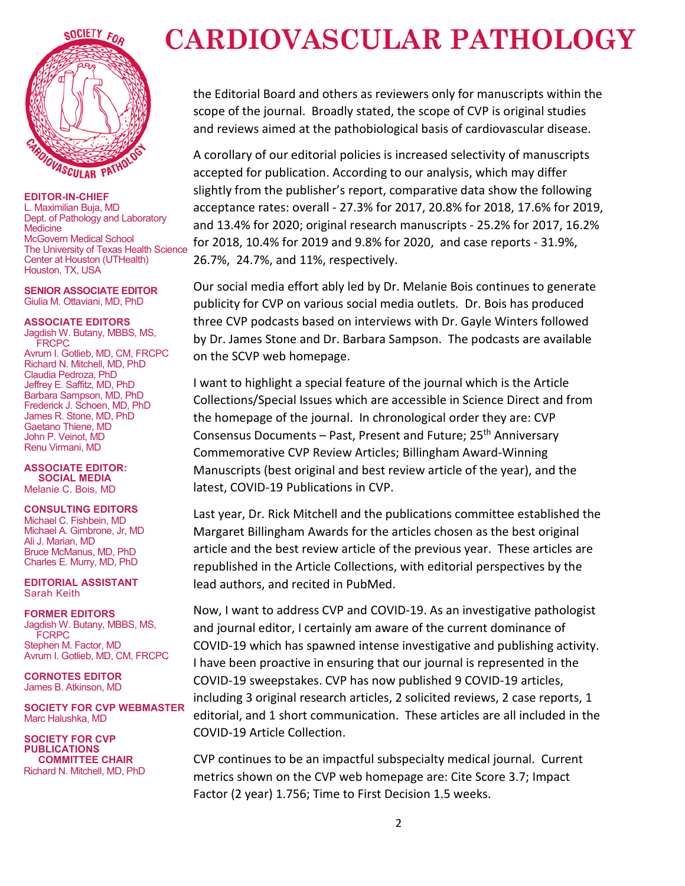# CARDIOVASCULAR PATHOLOGY

**EDITOR-IN-CHIEF**
L. Maximilian Buja, MD
Dept. of Pathology and Laboratory Medicine
McGovern Medical School
The University of Texas Health Science Center at Houston (UTHealth)
Houston, TX, USA

**SENIOR ASSOCIATE EDITOR**
Giulia M. Ottaviani, MD, PhD

**ASSOCIATE EDITORS**
Jagdish W. Butany, MBBS, MS, FRCPC
Avrum I. Gotlieb, MD, CM, FRCPC
Richard N. Mitchell, MD, PhD
Claudia Pedroza, PhD
Jeffrey E. Saffitz, MD, PhD
Barbara Sampson, MD, PhD
Frederick J. Schoen, MD, PhD
James R. Stone, MD, PhD
Gaetano Thiene, MD
John P. Veinot, MD
Renu Virmani, MD

**ASSOCIATE EDITOR: SOCIAL MEDIA**
Melanie C. Bois, MD

**CONSULTING EDITORS**
Michael C. Fishbein, MD
Michael A. Gimbrone, Jr, MD
Ali J. Marian, MD
Bruce McManus, MD, PhD
Charles E. Murry, MD, PhD

**EDITORIAL ASSISTANT**
Sarah Keith

**FORMER EDITORS**
Jagdish W. Butany, MBBS, MS, FCRPC
Stephen M. Factor, MD
Avrum I. Gotlieb, MD, CM, FRCPC

**CORNOTES EDITOR**
James B. Atkinson, MD

**SOCIETY FOR CVP WEBMASTER**
Marc Halushka, MD

**SOCIETY FOR CVP PUBLICATIONS COMMITTEE CHAIR**
Richard N. Mitchell, MD, PhD

the Editorial Board and others as reviewers only for manuscripts within the scope of the journal. Broadly stated, the scope of CVP is original studies and reviews aimed at the pathobiological basis of cardiovascular disease.

A corollary of our editorial policies is increased selectivity of manuscripts accepted for publication. According to our analysis, which may differ slightly from the publisher's report, comparative data show the following acceptance rates: overall - 27.3% for 2017, 20.8% for 2018, 17.6% for 2019, and 13.4% for 2020; original research manuscripts - 25.2% for 2017, 16.2% for 2018, 10.4% for 2019 and 9.8% for 2020, and case reports - 31.9%, 26.7%, 24.7%, and 11%, respectively.

Our social media effort ably led by Dr. Melanie Bois continues to generate publicity for CVP on various social media outlets. Dr. Bois has produced three CVP podcasts based on interviews with Dr. Gayle Winters followed by Dr. James Stone and Dr. Barbara Sampson. The podcasts are available on the SCVP web homepage.

I want to highlight a special feature of the journal which is the Article Collections/Special Issues which are accessible in Science Direct and from the homepage of the journal. In chronological order they are: CVP Consensus Documents – Past, Present and Future; 25th Anniversary Commemorative CVP Review Articles; Billingham Award-Winning Manuscripts (best original and best review article of the year), and the latest, COVID-19 Publications in CVP.

Last year, Dr. Rick Mitchell and the publications committee established the Margaret Billingham Awards for the articles chosen as the best original article and the best review article of the previous year. These articles are republished in the Article Collections, with editorial perspectives by the lead authors, and recited in PubMed.

Now, I want to address CVP and COVID-19. As an investigative pathologist and journal editor, I certainly am aware of the current dominance of COVID-19 which has spawned intense investigative and publishing activity. I have been proactive in ensuring that our journal is represented in the COVID-19 sweepstakes. CVP has now published 9 COVID-19 articles, including 3 original research articles, 2 solicited reviews, 2 case reports, 1 editorial, and 1 short communication. These articles are all included in the COVID-19 Article Collection.

CVP continues to be an impactful subspecialty medical journal. Current metrics shown on the CVP web homepage are: Cite Score 3.7; Impact Factor (2 year) 1.756; Time to First Decision 1.5 weeks.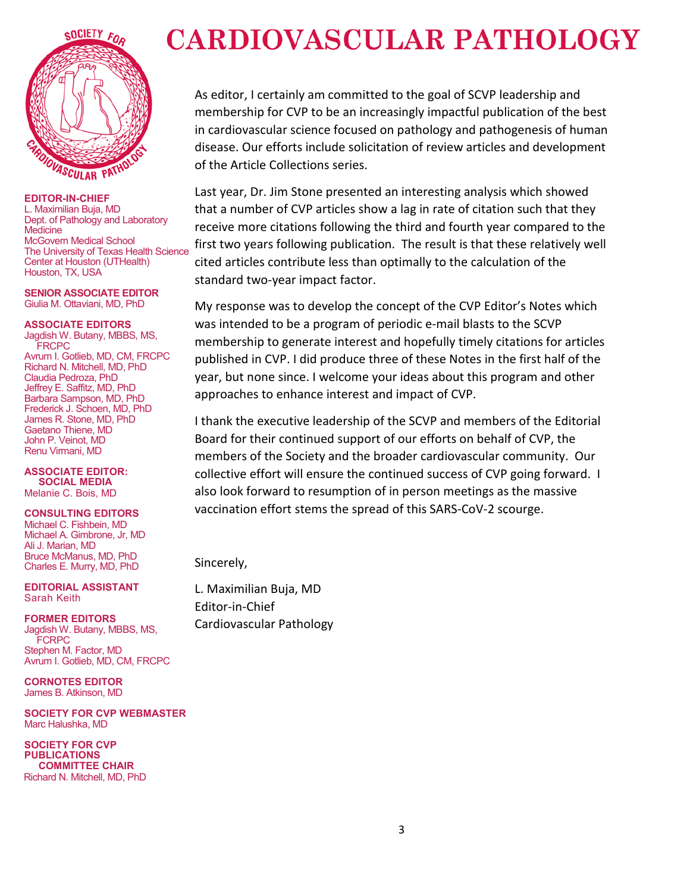# CARDIOVASCULAR PATHOLOGY

**EDITOR-IN-CHIEF**
L. Maximilian Buja, MD
Dept. of Pathology and Laboratory Medicine
McGovern Medical School
The University of Texas Health Science Center at Houston (UTHealth)
Houston, TX, USA

**SENIOR ASSOCIATE EDITOR**
Giulia M. Ottaviani, MD, PhD

**ASSOCIATE EDITORS**
Jagdish W. Butany, MBBS, MS, FRCPC
Avrum I. Gotlieb, MD, CM, FRCPC
Richard N. Mitchell, MD, PhD
Claudia Pedroza, PhD
Jeffrey E. Saffitz, MD, PhD
Barbara Sampson, MD, PhD
Frederick J. Schoen, MD, PhD
James R. Stone, MD, PhD
Gaetano Thiene, MD
John P. Veinot, MD
Renu Virmani, MD

**ASSOCIATE EDITOR: SOCIAL MEDIA**
Melanie C. Bois, MD

**CONSULTING EDITORS**
Michael C. Fishbein, MD
Michael A. Gimbrone, Jr, MD
Ali J. Marian, MD
Bruce McManus, MD, PhD
Charles E. Murry, MD, PhD

**EDITORIAL ASSISTANT**
Sarah Keith

**FORMER EDITORS**
Jagdish W. Butany, MBBS, MS, FCRPC
Stephen M. Factor, MD
Avrum I. Gotlieb, MD, CM, FRCPC

**CORNOTES EDITOR**
James B. Atkinson, MD

**SOCIETY FOR CVP WEBMASTER**
Marc Halushka, MD

**SOCIETY FOR CVP PUBLICATIONS COMMITTEE CHAIR**
Richard N. Mitchell, MD, PhD

As editor, I certainly am committed to the goal of SCVP leadership and membership for CVP to be an increasingly impactful publication of the best in cardiovascular science focused on pathology and pathogenesis of human disease. Our efforts include solicitation of review articles and development of the Article Collections series.

Last year, Dr. Jim Stone presented an interesting analysis which showed that a number of CVP articles show a lag in rate of citation such that they receive more citations following the third and fourth year compared to the first two years following publication. The result is that these relatively well cited articles contribute less than optimally to the calculation of the standard two-year impact factor.

My response was to develop the concept of the CVP Editor's Notes which was intended to be a program of periodic e-mail blasts to the SCVP membership to generate interest and hopefully timely citations for articles published in CVP. I did produce three of these Notes in the first half of the year, but none since. I welcome your ideas about this program and other approaches to enhance interest and impact of CVP.

I thank the executive leadership of the SCVP and members of the Editorial Board for their continued support of our efforts on behalf of CVP, the members of the Society and the broader cardiovascular community. Our collective effort will ensure the continued success of CVP going forward. I also look forward to resumption of in person meetings as the massive vaccination effort stems the spread of this SARS-CoV-2 scourge.

Sincerely,

L. Maximilian Buja, MD
Editor-in-Chief
Cardiovascular Pathology